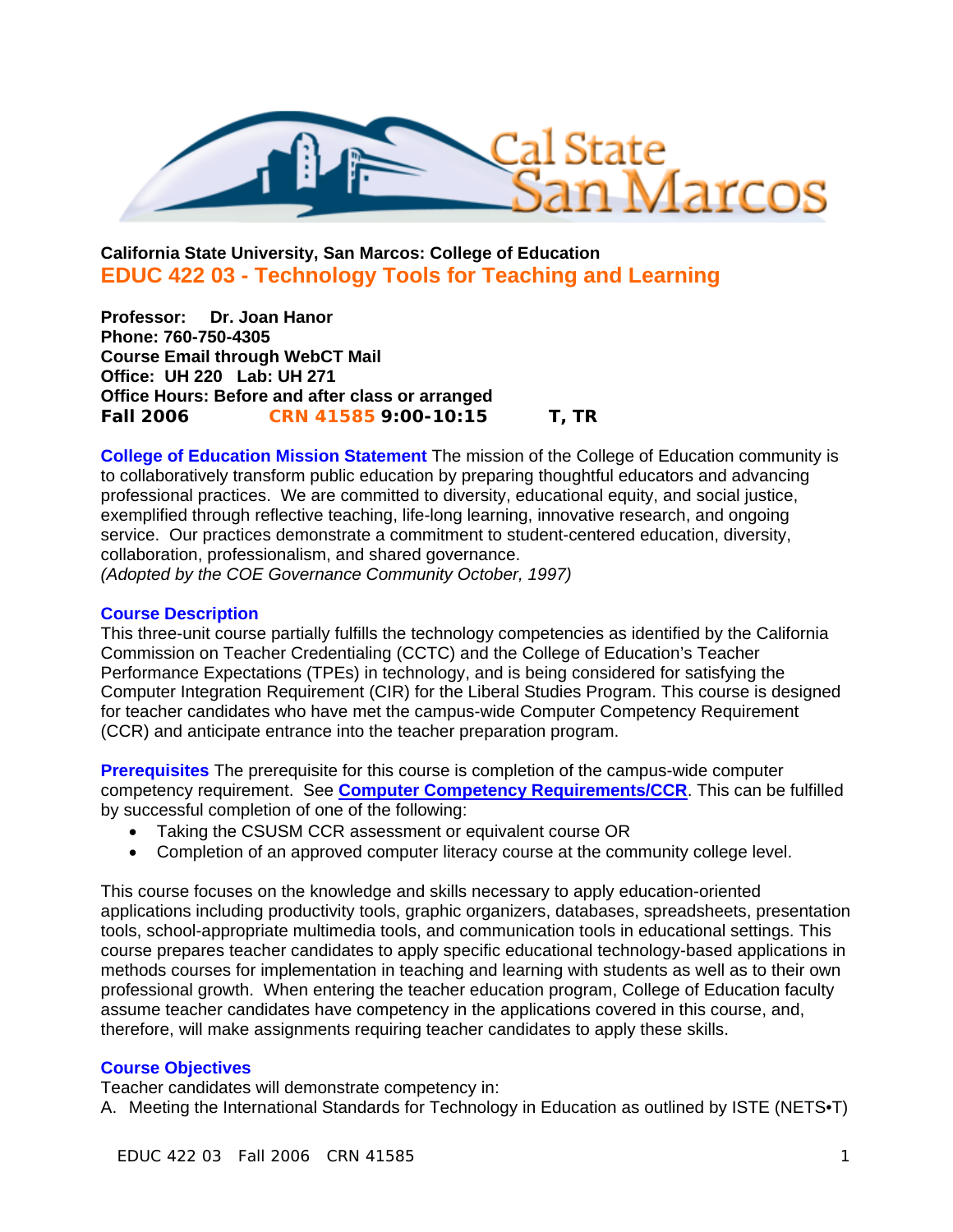**California State University, San Marcos: College of Education**

# EDUC 422 03 - Technology Tools for Teaching and Learning

**Professor: Dr. Joan Hanor**
**Phone: 760-750-4305**
**Course Email through WebCT Mail**
**Office: UH 220 Lab: UH 271**
**Office Hours: Before and after class or arranged**
**Fall 2006 CRN 41585 9:00-10:15 T, TR**

**College of Education Mission Statement** The mission of the College of Education community is to collaboratively transform public education by preparing thoughtful educators and advancing professional practices. We are committed to diversity, educational equity, and social justice, exemplified through reflective teaching, life-long learning, innovative research, and ongoing service. Our practices demonstrate a commitment to student-centered education, diversity, collaboration, professionalism, and shared governance.
*(Adopted by the COE Governance Community October, 1997)*

## Course Description

This three-unit course partially fulfills the technology competencies as identified by the California Commission on Teacher Credentialing (CCTC) and the College of Education's Teacher Performance Expectations (TPEs) in technology, and is being considered for satisfying the Computer Integration Requirement (CIR) for the Liberal Studies Program. This course is designed for teacher candidates who have met the campus-wide Computer Competency Requirement (CCR) and anticipate entrance into the teacher preparation program.

**Prerequisites** The prerequisite for this course is completion of the campus-wide computer competency requirement. See **Computer Competency Requirements/CCR**. This can be fulfilled by successful completion of one of the following:

- Taking the CSUSM CCR assessment or equivalent course OR
- Completion of an approved computer literacy course at the community college level.

This course focuses on the knowledge and skills necessary to apply education-oriented applications including productivity tools, graphic organizers, databases, spreadsheets, presentation tools, school-appropriate multimedia tools, and communication tools in educational settings. This course prepares teacher candidates to apply specific educational technology-based applications in methods courses for implementation in teaching and learning with students as well as to their own professional growth. When entering the teacher education program, College of Education faculty assume teacher candidates have competency in the applications covered in this course, and, therefore, will make assignments requiring teacher candidates to apply these skills.

## Course Objectives

Teacher candidates will demonstrate competency in:

A. Meeting the International Standards for Technology in Education as outlined by ISTE (NETS•T)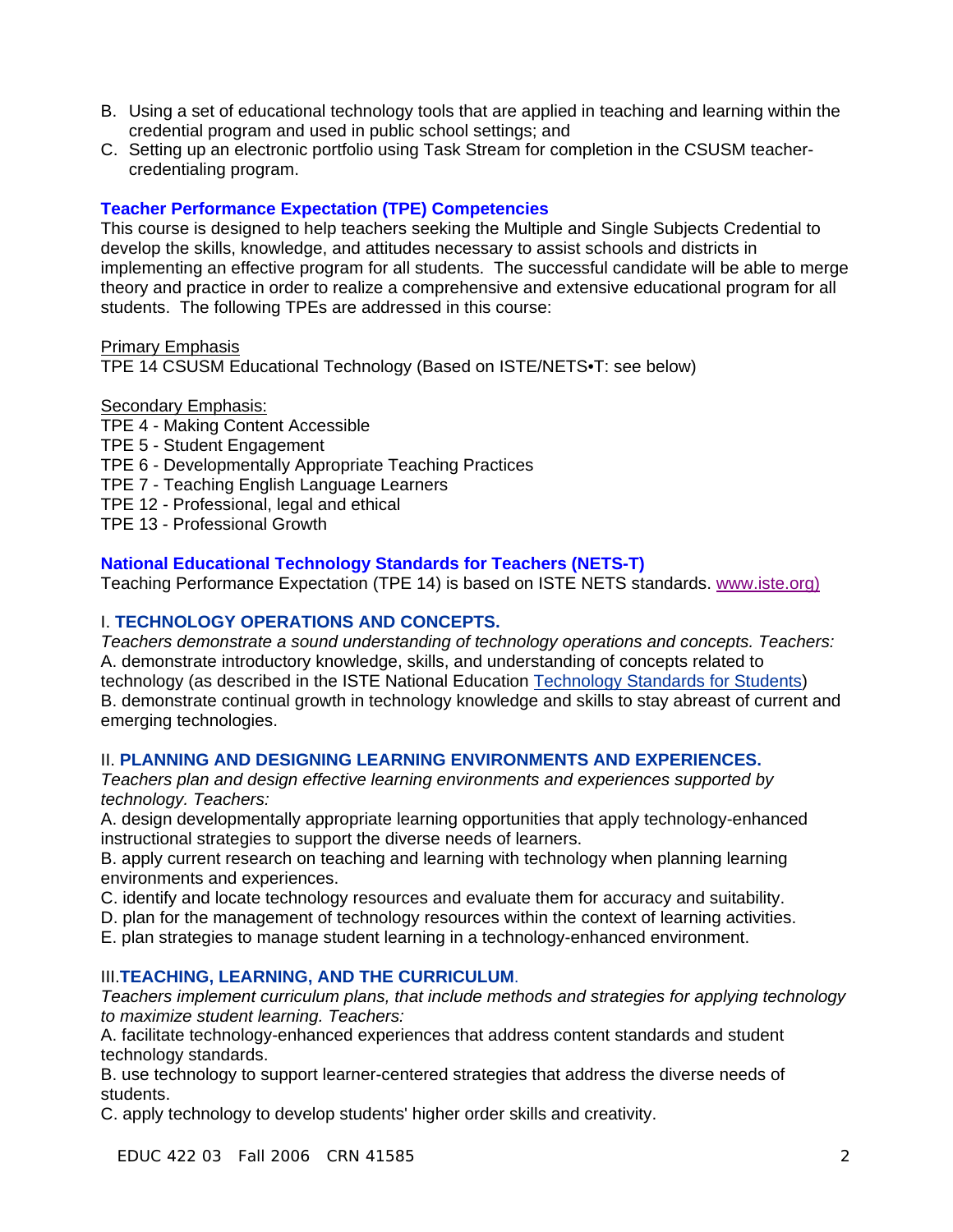B. Using a set of educational technology tools that are applied in teaching and learning within the credential program and used in public school settings; and
C. Setting up an electronic portfolio using Task Stream for completion in the CSUSM teacher-credentialing program.

### Teacher Performance Expectation (TPE) Competencies

This course is designed to help teachers seeking the Multiple and Single Subjects Credential to develop the skills, knowledge, and attitudes necessary to assist schools and districts in implementing an effective program for all students. The successful candidate will be able to merge theory and practice in order to realize a comprehensive and extensive educational program for all students. The following TPEs are addressed in this course:

Primary Emphasis
TPE 14 CSUSM Educational Technology (Based on ISTE/NETS•T: see below)

Secondary Emphasis:
TPE 4 - Making Content Accessible
TPE 5 - Student Engagement
TPE 6 - Developmentally Appropriate Teaching Practices
TPE 7 - Teaching English Language Learners
TPE 12 - Professional, legal and ethical
TPE 13 - Professional Growth

### National Educational Technology Standards for Teachers (NETS-T)

Teaching Performance Expectation (TPE 14) is based on ISTE NETS standards. www.iste.org)

#### I. TECHNOLOGY OPERATIONS AND CONCEPTS.

*Teachers demonstrate a sound understanding of technology operations and concepts. Teachers:*
A. demonstrate introductory knowledge, skills, and understanding of concepts related to technology (as described in the ISTE National Education Technology Standards for Students)
B. demonstrate continual growth in technology knowledge and skills to stay abreast of current and emerging technologies.

#### II. PLANNING AND DESIGNING LEARNING ENVIRONMENTS AND EXPERIENCES.

*Teachers plan and design effective learning environments and experiences supported by technology. Teachers:*
A. design developmentally appropriate learning opportunities that apply technology-enhanced instructional strategies to support the diverse needs of learners.
B. apply current research on teaching and learning with technology when planning learning environments and experiences.
C. identify and locate technology resources and evaluate them for accuracy and suitability.
D. plan for the management of technology resources within the context of learning activities.
E. plan strategies to manage student learning in a technology-enhanced environment.

#### III. TEACHING, LEARNING, AND THE CURRICULUM.

*Teachers implement curriculum plans, that include methods and strategies for applying technology to maximize student learning. Teachers:*
A. facilitate technology-enhanced experiences that address content standards and student technology standards.
B. use technology to support learner-centered strategies that address the diverse needs of students.
C. apply technology to develop students' higher order skills and creativity.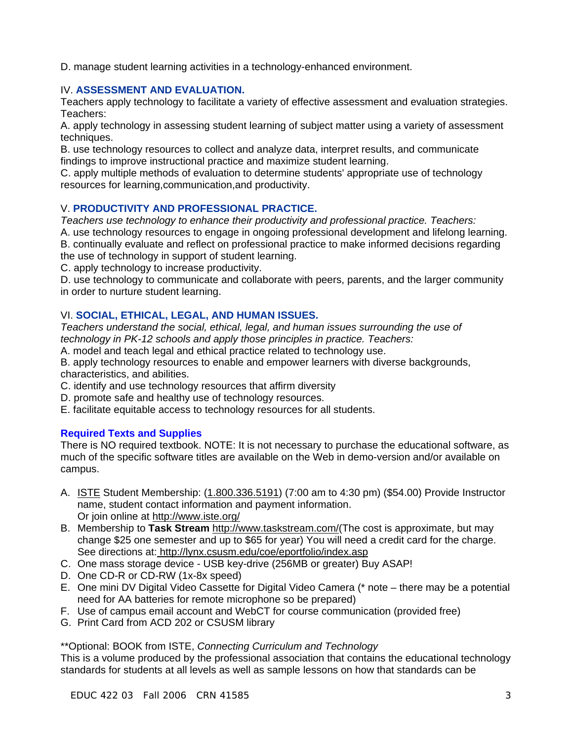D. manage student learning activities in a technology-enhanced environment.

### IV. **ASSESSMENT AND EVALUATION.**

Teachers apply technology to facilitate a variety of effective assessment and evaluation strategies. Teachers:

A. apply technology in assessing student learning of subject matter using a variety of assessment techniques.
B. use technology resources to collect and analyze data, interpret results, and communicate findings to improve instructional practice and maximize student learning.
C. apply multiple methods of evaluation to determine students' appropriate use of technology resources for learning,communication,and productivity.

### V. **PRODUCTIVITY AND PROFESSIONAL PRACTICE.**

*Teachers use technology to enhance their productivity and professional practice. Teachers:*

A. use technology resources to engage in ongoing professional development and lifelong learning.
B. continually evaluate and reflect on professional practice to make informed decisions regarding the use of technology in support of student learning.
C. apply technology to increase productivity.
D. use technology to communicate and collaborate with peers, parents, and the larger community in order to nurture student learning.

### VI. **SOCIAL, ETHICAL, LEGAL, AND HUMAN ISSUES.**

*Teachers understand the social, ethical, legal, and human issues surrounding the use of technology in PK-12 schools and apply those principles in practice. Teachers:*

A. model and teach legal and ethical practice related to technology use.
B. apply technology resources to enable and empower learners with diverse backgrounds, characteristics, and abilities.
C. identify and use technology resources that affirm diversity
D. promote safe and healthy use of technology resources.
E. facilitate equitable access to technology resources for all students.

### **Required Texts and Supplies**

There is NO required textbook. NOTE: It is not necessary to purchase the educational software, as much of the specific software titles are available on the Web in demo-version and/or available on campus.

A. ISTE Student Membership: (1.800.336.5191) (7:00 am to 4:30 pm) ($54.00) Provide Instructor name, student contact information and payment information.
   Or join online at http://www.iste.org/
B. Membership to **Task Stream** http://www.taskstream.com/(The cost is approximate, but may change $25 one semester and up to $65 for year) You will need a credit card for the charge. See directions at: http://lynx.csusm.edu/coe/eportfolio/index.asp
C. One mass storage device - USB key-drive (256MB or greater) Buy ASAP!
D. One CD-R or CD-RW (1x-8x speed)
E. One mini DV Digital Video Cassette for Digital Video Camera (* note – there may be a potential need for AA batteries for remote microphone so be prepared)
F. Use of campus email account and WebCT for course communication (provided free)
G. Print Card from ACD 202 or CSUSM library

**Optional: BOOK from ISTE, *Connecting Curriculum and Technology*
This is a volume produced by the professional association that contains the educational technology standards for students at all levels as well as sample lessons on how that standards can be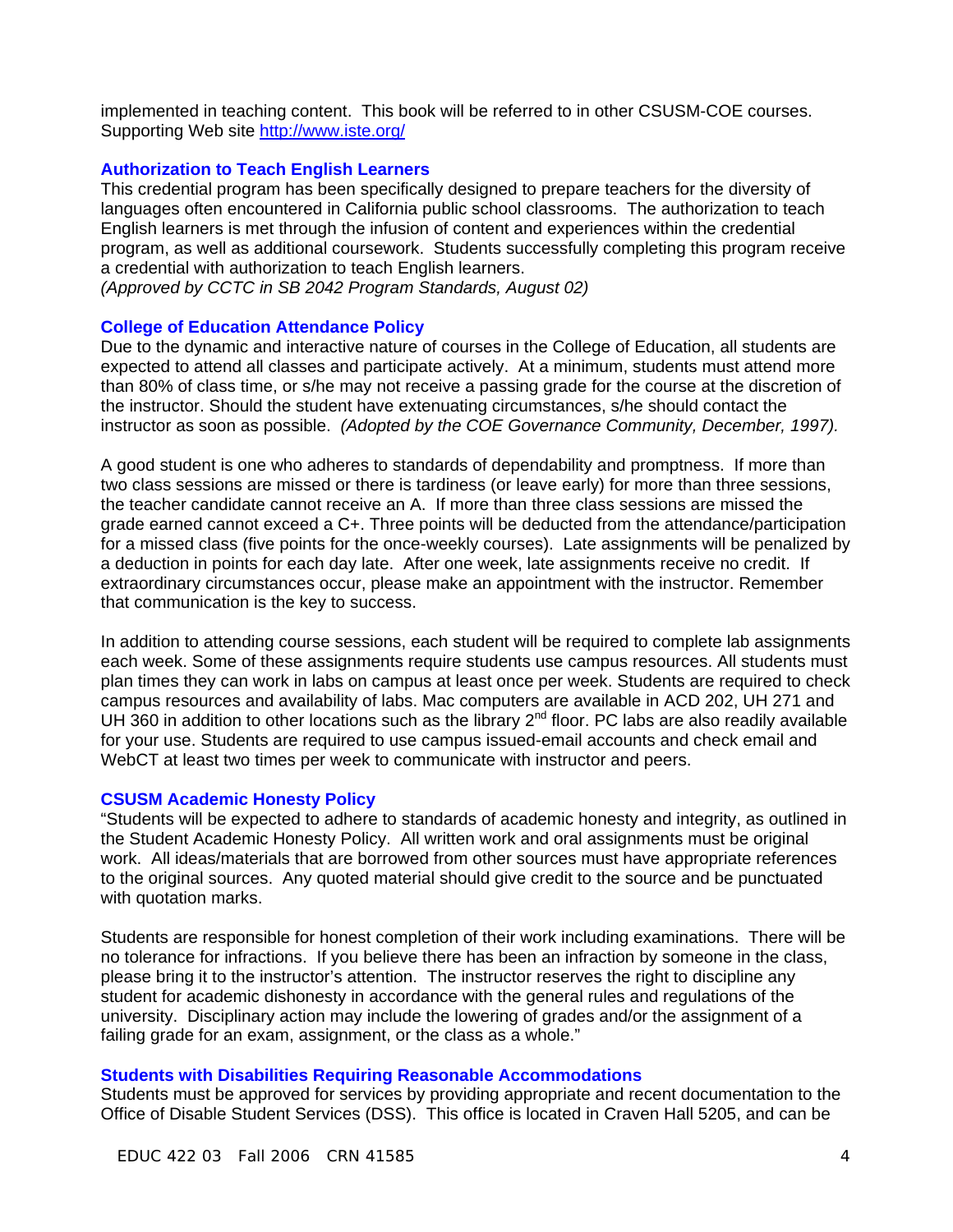implemented in teaching content. This book will be referred to in other CSUSM-COE courses. Supporting Web site http://www.iste.org/

### Authorization to Teach English Learners

This credential program has been specifically designed to prepare teachers for the diversity of languages often encountered in California public school classrooms. The authorization to teach English learners is met through the infusion of content and experiences within the credential program, as well as additional coursework. Students successfully completing this program receive a credential with authorization to teach English learners.
*(Approved by CCTC in SB 2042 Program Standards, August 02)*

### College of Education Attendance Policy

Due to the dynamic and interactive nature of courses in the College of Education, all students are expected to attend all classes and participate actively. At a minimum, students must attend more than 80% of class time, or s/he may not receive a passing grade for the course at the discretion of the instructor. Should the student have extenuating circumstances, s/he should contact the instructor as soon as possible. *(Adopted by the COE Governance Community, December, 1997).*

A good student is one who adheres to standards of dependability and promptness. If more than two class sessions are missed or there is tardiness (or leave early) for more than three sessions, the teacher candidate cannot receive an A. If more than three class sessions are missed the grade earned cannot exceed a C+. Three points will be deducted from the attendance/participation for a missed class (five points for the once-weekly courses). Late assignments will be penalized by a deduction in points for each day late. After one week, late assignments receive no credit. If extraordinary circumstances occur, please make an appointment with the instructor. Remember that communication is the key to success.

In addition to attending course sessions, each student will be required to complete lab assignments each week. Some of these assignments require students use campus resources. All students must plan times they can work in labs on campus at least once per week. Students are required to check campus resources and availability of labs. Mac computers are available in ACD 202, UH 271 and UH 360 in addition to other locations such as the library 2nd floor. PC labs are also readily available for your use. Students are required to use campus issued-email accounts and check email and WebCT at least two times per week to communicate with instructor and peers.

### CSUSM Academic Honesty Policy

"Students will be expected to adhere to standards of academic honesty and integrity, as outlined in the Student Academic Honesty Policy. All written work and oral assignments must be original work. All ideas/materials that are borrowed from other sources must have appropriate references to the original sources. Any quoted material should give credit to the source and be punctuated with quotation marks.

Students are responsible for honest completion of their work including examinations. There will be no tolerance for infractions. If you believe there has been an infraction by someone in the class, please bring it to the instructor's attention. The instructor reserves the right to discipline any student for academic dishonesty in accordance with the general rules and regulations of the university. Disciplinary action may include the lowering of grades and/or the assignment of a failing grade for an exam, assignment, or the class as a whole."

### Students with Disabilities Requiring Reasonable Accommodations

Students must be approved for services by providing appropriate and recent documentation to the Office of Disable Student Services (DSS). This office is located in Craven Hall 5205, and can be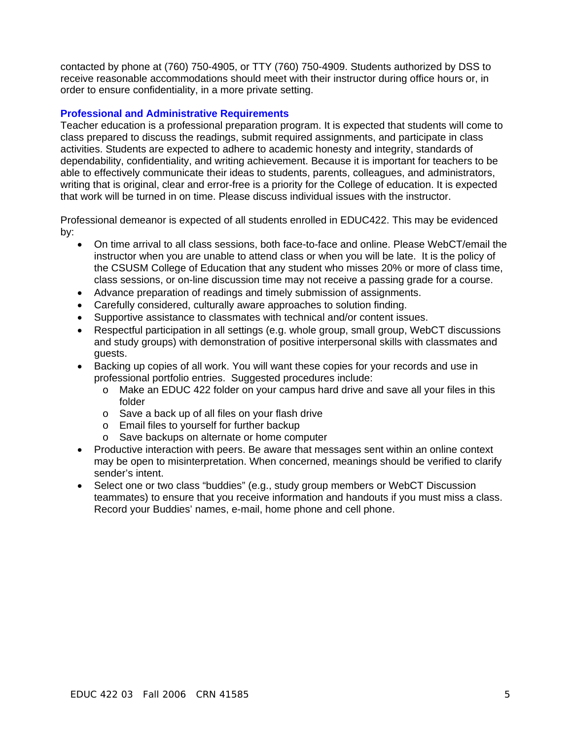contacted by phone at (760) 750-4905, or TTY (760) 750-4909. Students authorized by DSS to receive reasonable accommodations should meet with their instructor during office hours or, in order to ensure confidentiality, in a more private setting.

## Professional and Administrative Requirements

Teacher education is a professional preparation program. It is expected that students will come to class prepared to discuss the readings, submit required assignments, and participate in class activities. Students are expected to adhere to academic honesty and integrity, standards of dependability, confidentiality, and writing achievement. Because it is important for teachers to be able to effectively communicate their ideas to students, parents, colleagues, and administrators, writing that is original, clear and error-free is a priority for the College of education. It is expected that work will be turned in on time. Please discuss individual issues with the instructor.

Professional demeanor is expected of all students enrolled in EDUC422. This may be evidenced by:

- On time arrival to all class sessions, both face-to-face and online. Please WebCT/email the instructor when you are unable to attend class or when you will be late. It is the policy of the CSUSM College of Education that any student who misses 20% or more of class time, class sessions, or on-line discussion time may not receive a passing grade for a course.
- Advance preparation of readings and timely submission of assignments.
- Carefully considered, culturally aware approaches to solution finding.
- Supportive assistance to classmates with technical and/or content issues.
- Respectful participation in all settings (e.g. whole group, small group, WebCT discussions and study groups) with demonstration of positive interpersonal skills with classmates and guests.
- Backing up copies of all work. You will want these copies for your records and use in professional portfolio entries. Suggested procedures include:
  - Make an EDUC 422 folder on your campus hard drive and save all your files in this folder
  - Save a back up of all files on your flash drive
  - Email files to yourself for further backup
  - Save backups on alternate or home computer
- Productive interaction with peers. Be aware that messages sent within an online context may be open to misinterpretation. When concerned, meanings should be verified to clarify sender's intent.
- Select one or two class "buddies" (e.g., study group members or WebCT Discussion teammates) to ensure that you receive information and handouts if you must miss a class. Record your Buddies' names, e-mail, home phone and cell phone.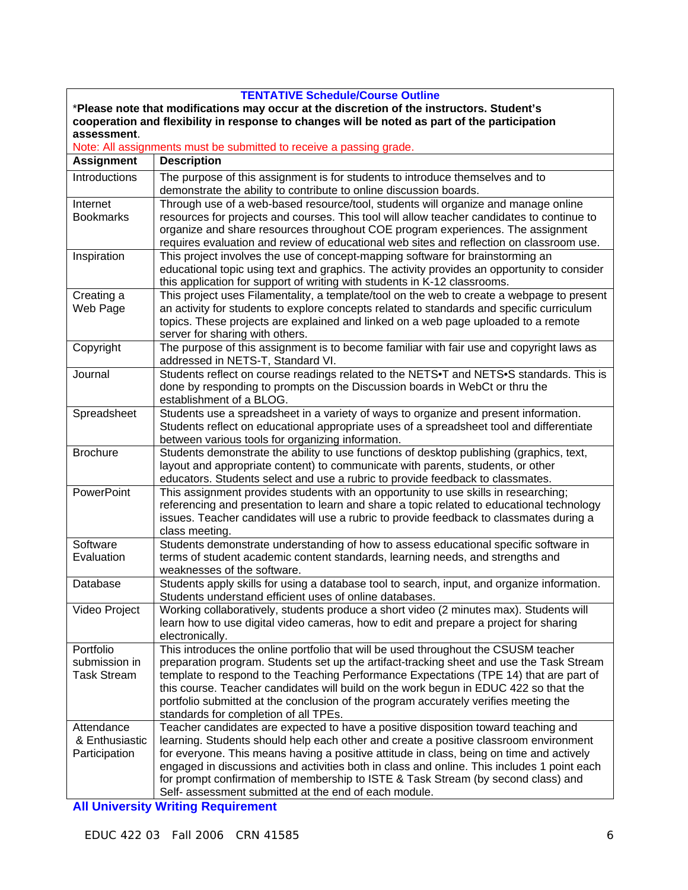### TENTATIVE Schedule/Course Outline

***Please note that modifications may occur at the discretion of the instructors. Student's cooperation and flexibility in response to changes will be noted as part of the participation assessment**.

Note: All assignments must be submitted to receive a passing grade.

| Assignment | Description |
|---|---|
| Introductions | The purpose of this assignment is for students to introduce themselves and to demonstrate the ability to contribute to online discussion boards. |
| Internet Bookmarks | Through use of a web-based resource/tool, students will organize and manage online resources for projects and courses. This tool will allow teacher candidates to continue to organize and share resources throughout COE program experiences. The assignment requires evaluation and review of educational web sites and reflection on classroom use. |
| Inspiration | This project involves the use of concept-mapping software for brainstorming an educational topic using text and graphics. The activity provides an opportunity to consider this application for support of writing with students in K-12 classrooms. |
| Creating a Web Page | This project uses Filamentality, a template/tool on the web to create a webpage to present an activity for students to explore concepts related to standards and specific curriculum topics. These projects are explained and linked on a web page uploaded to a remote server for sharing with others. |
| Copyright | The purpose of this assignment is to become familiar with fair use and copyright laws as addressed in NETS-T, Standard VI. |
| Journal | Students reflect on course readings related to the NETS•T and NETS•S standards. This is done by responding to prompts on the Discussion boards in WebCt or thru the establishment of a BLOG. |
| Spreadsheet | Students use a spreadsheet in a variety of ways to organize and present information. Students reflect on educational appropriate uses of a spreadsheet tool and differentiate between various tools for organizing information. |
| Brochure | Students demonstrate the ability to use functions of desktop publishing (graphics, text, layout and appropriate content) to communicate with parents, students, or other educators. Students select and use a rubric to provide feedback to classmates. |
| PowerPoint | This assignment provides students with an opportunity to use skills in researching; referencing and presentation to learn and share a topic related to educational technology issues. Teacher candidates will use a rubric to provide feedback to classmates during a class meeting. |
| Software Evaluation | Students demonstrate understanding of how to assess educational specific software in terms of student academic content standards, learning needs, and strengths and weaknesses of the software. |
| Database | Students apply skills for using a database tool to search, input, and organize information. Students understand efficient uses of online databases. |
| Video Project | Working collaboratively, students produce a short video (2 minutes max). Students will learn how to use digital video cameras, how to edit and prepare a project for sharing electronically. |
| Portfolio submission in Task Stream | This introduces the online portfolio that will be used throughout the CSUSM teacher preparation program. Students set up the artifact-tracking sheet and use the Task Stream template to respond to the Teaching Performance Expectations (TPE 14) that are part of this course. Teacher candidates will build on the work begun in EDUC 422 so that the portfolio submitted at the conclusion of the program accurately verifies meeting the standards for completion of all TPEs. |
| Attendance & Enthusiastic Participation | Teacher candidates are expected to have a positive disposition toward teaching and learning. Students should help each other and create a positive classroom environment for everyone. This means having a positive attitude in class, being on time and actively engaged in discussions and activities both in class and online. This includes 1 point each for prompt confirmation of membership to ISTE & Task Stream (by second class) and Self- assessment submitted at the end of each module. |

### All University Writing Requirement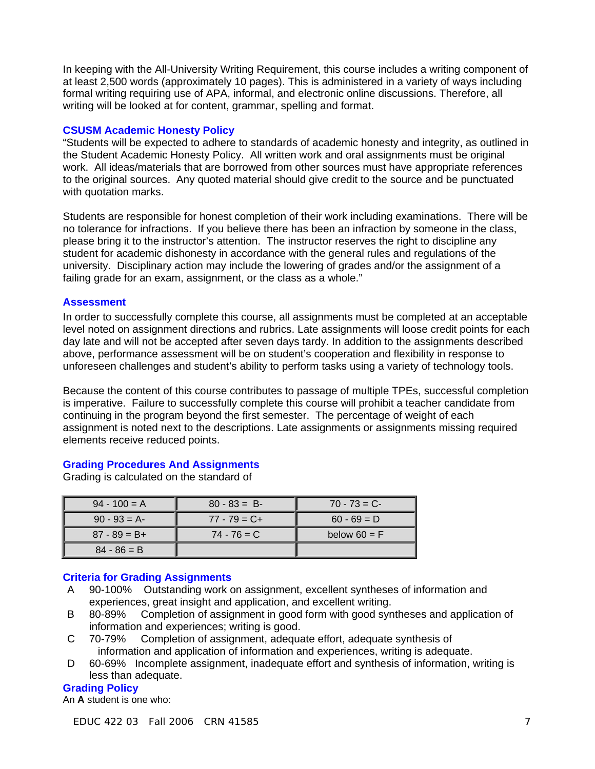In keeping with the All-University Writing Requirement, this course includes a writing component of at least 2,500 words (approximately 10 pages). This is administered in a variety of ways including formal writing requiring use of APA, informal, and electronic online discussions. Therefore, all writing will be looked at for content, grammar, spelling and format.

### CSUSM Academic Honesty Policy

"Students will be expected to adhere to standards of academic honesty and integrity, as outlined in the Student Academic Honesty Policy. All written work and oral assignments must be original work. All ideas/materials that are borrowed from other sources must have appropriate references to the original sources. Any quoted material should give credit to the source and be punctuated with quotation marks.

Students are responsible for honest completion of their work including examinations. There will be no tolerance for infractions. If you believe there has been an infraction by someone in the class, please bring it to the instructor's attention. The instructor reserves the right to discipline any student for academic dishonesty in accordance with the general rules and regulations of the university. Disciplinary action may include the lowering of grades and/or the assignment of a failing grade for an exam, assignment, or the class as a whole."

### Assessment

In order to successfully complete this course, all assignments must be completed at an acceptable level noted on assignment directions and rubrics. Late assignments will loose credit points for each day late and will not be accepted after seven days tardy. In addition to the assignments described above, performance assessment will be on student's cooperation and flexibility in response to unforeseen challenges and student's ability to perform tasks using a variety of technology tools.

Because the content of this course contributes to passage of multiple TPEs, successful completion is imperative. Failure to successfully complete this course will prohibit a teacher candidate from continuing in the program beyond the first semester. The percentage of weight of each assignment is noted next to the descriptions. Late assignments or assignments missing required elements receive reduced points.

### Grading Procedures And Assignments

Grading is calculated on the standard of

| | | |
|---|---|---|
| 94 - 100 = A | 80 - 83 = B- | 70 - 73 = C- |
| 90 - 93 = A- | 77 - 79 = C+ | 60 - 69 = D |
| 87 - 89 = B+ | 74 - 76 = C | below 60 = F |
| 84 - 86 = B | | |

### Criteria for Grading Assignments

- A 90-100% Outstanding work on assignment, excellent syntheses of information and experiences, great insight and application, and excellent writing.
- B 80-89% Completion of assignment in good form with good syntheses and application of information and experiences; writing is good.
- C 70-79% Completion of assignment, adequate effort, adequate synthesis of information and application of information and experiences, writing is adequate.
- D 60-69% Incomplete assignment, inadequate effort and synthesis of information, writing is less than adequate.

### Grading Policy

An **A** student is one who: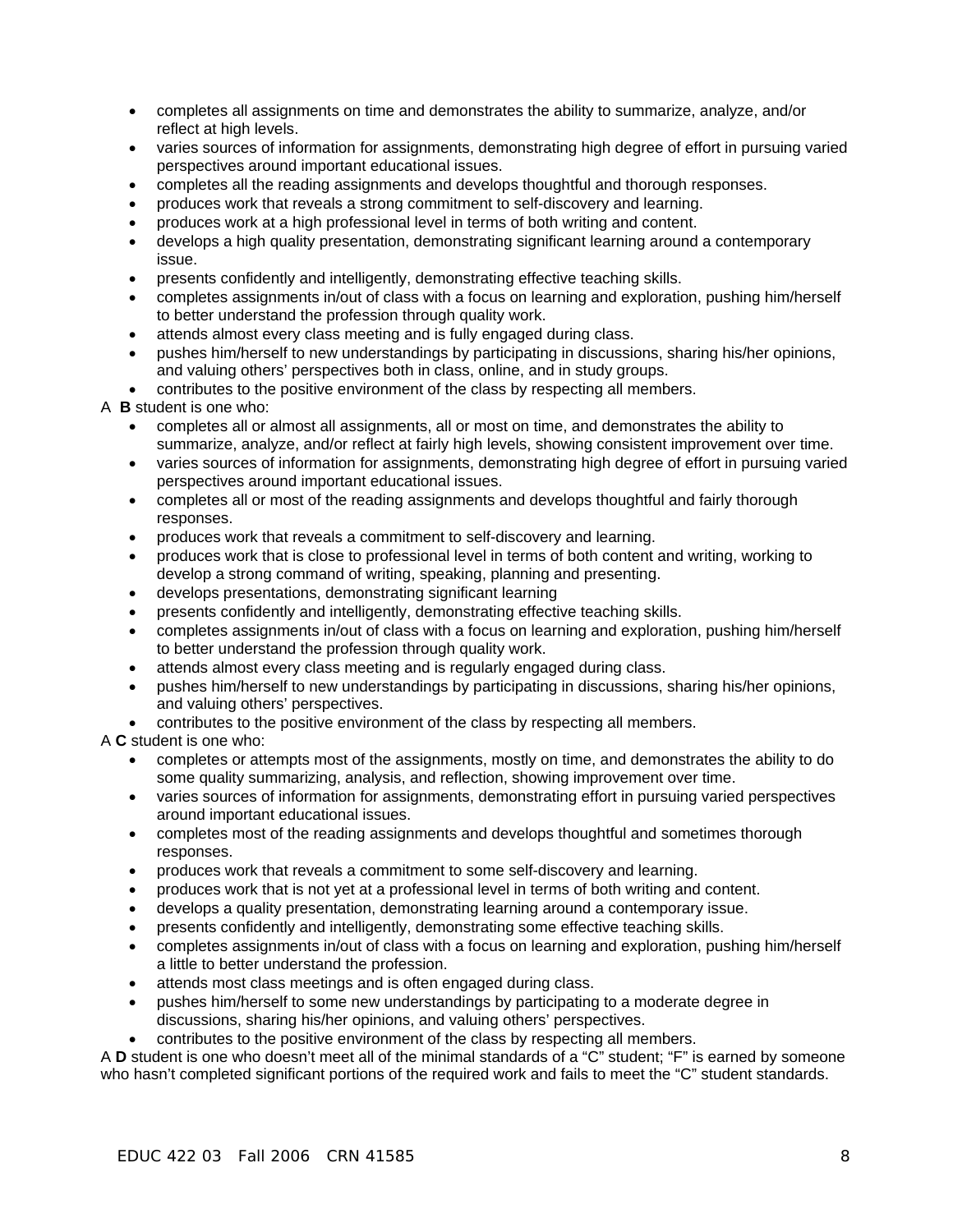- completes all assignments on time and demonstrates the ability to summarize, analyze, and/or reflect at high levels.
- varies sources of information for assignments, demonstrating high degree of effort in pursuing varied perspectives around important educational issues.
- completes all the reading assignments and develops thoughtful and thorough responses.
- produces work that reveals a strong commitment to self-discovery and learning.
- produces work at a high professional level in terms of both writing and content.
- develops a high quality presentation, demonstrating significant learning around a contemporary issue.
- presents confidently and intelligently, demonstrating effective teaching skills.
- completes assignments in/out of class with a focus on learning and exploration, pushing him/herself to better understand the profession through quality work.
- attends almost every class meeting and is fully engaged during class.
- pushes him/herself to new understandings by participating in discussions, sharing his/her opinions, and valuing others' perspectives both in class, online, and in study groups.
- contributes to the positive environment of the class by respecting all members.

A **B** student is one who:

- completes all or almost all assignments, all or most on time, and demonstrates the ability to summarize, analyze, and/or reflect at fairly high levels, showing consistent improvement over time.
- varies sources of information for assignments, demonstrating high degree of effort in pursuing varied perspectives around important educational issues.
- completes all or most of the reading assignments and develops thoughtful and fairly thorough responses.
- produces work that reveals a commitment to self-discovery and learning.
- produces work that is close to professional level in terms of both content and writing, working to develop a strong command of writing, speaking, planning and presenting.
- develops presentations, demonstrating significant learning
- presents confidently and intelligently, demonstrating effective teaching skills.
- completes assignments in/out of class with a focus on learning and exploration, pushing him/herself to better understand the profession through quality work.
- attends almost every class meeting and is regularly engaged during class.
- pushes him/herself to new understandings by participating in discussions, sharing his/her opinions, and valuing others' perspectives.
- contributes to the positive environment of the class by respecting all members.

A **C** student is one who:

- completes or attempts most of the assignments, mostly on time, and demonstrates the ability to do some quality summarizing, analysis, and reflection, showing improvement over time.
- varies sources of information for assignments, demonstrating effort in pursuing varied perspectives around important educational issues.
- completes most of the reading assignments and develops thoughtful and sometimes thorough responses.
- produces work that reveals a commitment to some self-discovery and learning.
- produces work that is not yet at a professional level in terms of both writing and content.
- develops a quality presentation, demonstrating learning around a contemporary issue.
- presents confidently and intelligently, demonstrating some effective teaching skills.
- completes assignments in/out of class with a focus on learning and exploration, pushing him/herself a little to better understand the profession.
- attends most class meetings and is often engaged during class.
- pushes him/herself to some new understandings by participating to a moderate degree in discussions, sharing his/her opinions, and valuing others' perspectives.
- contributes to the positive environment of the class by respecting all members.

A **D** student is one who doesn't meet all of the minimal standards of a "C" student; "F" is earned by someone who hasn't completed significant portions of the required work and fails to meet the "C" student standards.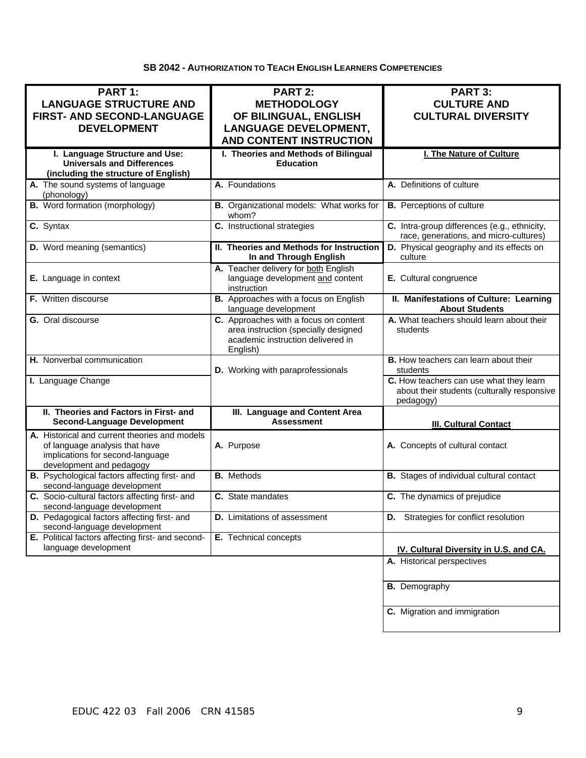**SB 2042 - AUTHORIZATION TO TEACH ENGLISH LEARNERS COMPETENCIES**

| **PART 1: LANGUAGE STRUCTURE AND FIRST- AND SECOND-LANGUAGE DEVELOPMENT** | **PART 2: METHODOLOGY OF BILINGUAL, ENGLISH LANGUAGE DEVELOPMENT, AND CONTENT INSTRUCTION** | **PART 3: CULTURE AND CULTURAL DIVERSITY** |
|---|---|---|
| **I. Language Structure and Use: Universals and Differences (including the structure of English)** | **I. Theories and Methods of Bilingual Education** | **I. The Nature of Culture** |
| **A.** The sound systems of language (phonology) | **A.** Foundations | **A.** Definitions of culture |
| **B.** Word formation (morphology) | **B.** Organizational models: What works for whom? | **B.** Perceptions of culture |
| **C.** Syntax | **C.** Instructional strategies | **C.** Intra-group differences (e.g., ethnicity, race, generations, and micro-cultures) |
| **D.** Word meaning (semantics) | **II. Theories and Methods for Instruction In and Through English** | **D.** Physical geography and its effects on culture |
| **E.** Language in context | **A.** Teacher delivery for both English language development and content instruction | **E.** Cultural congruence |
| **F.** Written discourse | **B.** Approaches with a focus on English language development | **II. Manifestations of Culture: Learning About Students** |
| **G.** Oral discourse | **C.** Approaches with a focus on content area instruction (specially designed academic instruction delivered in English) | **A.** What teachers should learn about their students |
| **H.** Nonverbal communication | **D.** Working with paraprofessionals | **B.** How teachers can learn about their students |
| **I.** Language Change | | **C.** How teachers can use what they learn about their students (culturally responsive pedagogy) |
| **II. Theories and Factors in First- and Second-Language Development** | **III. Language and Content Area Assessment** | **III. Cultural Contact** |
| **A.** Historical and current theories and models of language analysis that have implications for second-language development and pedagogy | **A.** Purpose | **A.** Concepts of cultural contact |
| **B.** Psychological factors affecting first- and second-language development | **B.** Methods | **B.** Stages of individual cultural contact |
| **C.** Socio-cultural factors affecting first- and second-language development | **C.** State mandates | **C.** The dynamics of prejudice |
| **D.** Pedagogical factors affecting first- and second-language development | **D.** Limitations of assessment | **D.** Strategies for conflict resolution |
| **E.** Political factors affecting first- and second-language development | **E.** Technical concepts | **IV. Cultural Diversity in U.S. and CA.** |
| | | **A.** Historical perspectives |
| | | **B.** Demography |
| | | **C.** Migration and immigration |